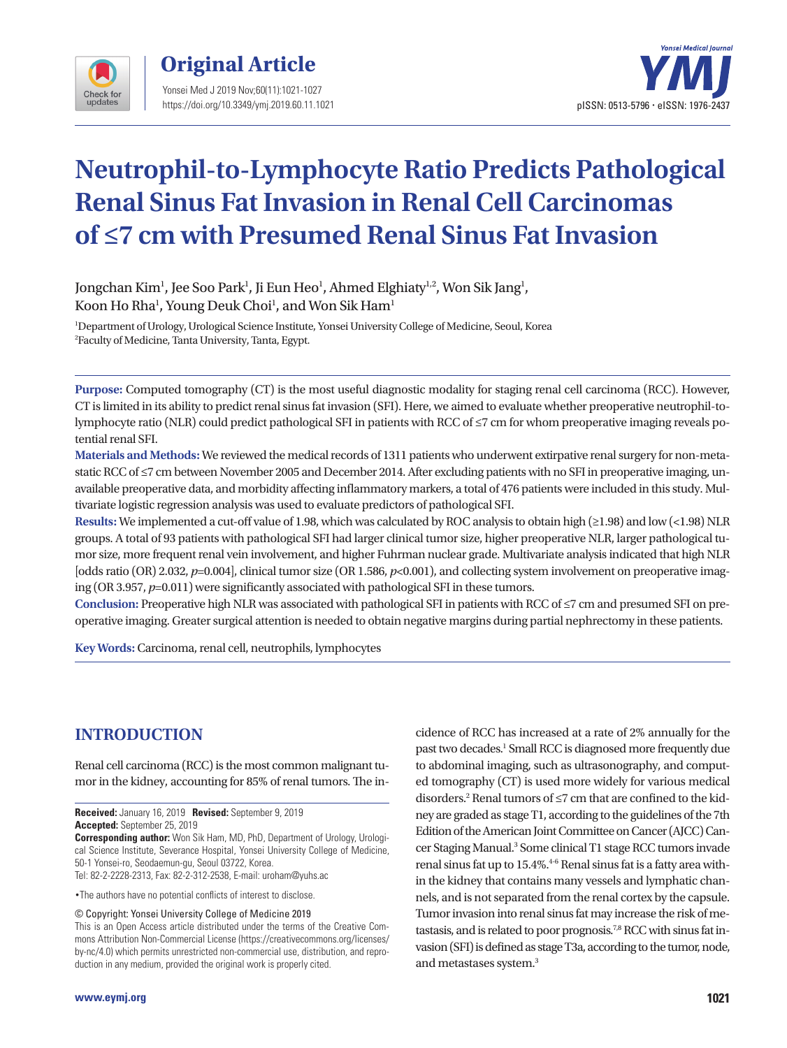Original Article

# Neutrophil-to-Lymphocyte Ratio Predicts Pathological Renal Sinus Fat Invasion in Renal Cell Carcinomas of ≤7 cm with Presumed Renal Sinus Fat Invasion

Jongchan Kim[1], Jee Soo Park[1], Ji Eun Heo[1], Ahmed Elghiaty[1,2], Won Sik Jang[1], Koon Ho Rha[1], Young Deuk Choi[1], and Won Sik Ham[1]

[1]Department of Urology, Urological Science Institute, Yonsei University College of Medicine, Seoul, Korea
[2]Faculty of Medicine, Tanta University, Tanta, Egypt.

**Purpose:** Computed tomography (CT) is the most useful diagnostic modality for staging renal cell carcinoma (RCC). However, CT is limited in its ability to predict renal sinus fat invasion (SFI). Here, we aimed to evaluate whether preoperative neutrophil-to-lymphocyte ratio (NLR) could predict pathological SFI in patients with RCC of ≤7 cm for whom preoperative imaging reveals potential renal SFI.

**Materials and Methods:** We reviewed the medical records of 1311 patients who underwent extirpative renal surgery for non-metastatic RCC of ≤7 cm between November 2005 and December 2014. After excluding patients with no SFI in preoperative imaging, unavailable preoperative data, and morbidity affecting inflammatory markers, a total of 476 patients were included in this study. Multivariate logistic regression analysis was used to evaluate predictors of pathological SFI.

**Results:** We implemented a cut-off value of 1.98, which was calculated by ROC analysis to obtain high (≥1.98) and low (<1.98) NLR groups. A total of 93 patients with pathological SFI had larger clinical tumor size, higher preoperative NLR, larger pathological tumor size, more frequent renal vein involvement, and higher Fuhrman nuclear grade. Multivariate analysis indicated that high NLR [odds ratio (OR) 2.032, *p*=0.004], clinical tumor size (OR 1.586, *p*<0.001), and collecting system involvement on preoperative imaging (OR 3.957, *p*=0.011) were significantly associated with pathological SFI in these tumors.

**Conclusion:** Preoperative high NLR was associated with pathological SFI in patients with RCC of ≤7 cm and presumed SFI on preoperative imaging. Greater surgical attention is needed to obtain negative margins during partial nephrectomy in these patients.

**Key Words:** Carcinoma, renal cell, neutrophils, lymphocytes

## INTRODUCTION

Renal cell carcinoma (RCC) is the most common malignant tumor in the kidney, accounting for 85% of renal tumors. The incidence of RCC has increased at a rate of 2% annually for the past two decades.[1] Small RCC is diagnosed more frequently due to abdominal imaging, such as ultrasonography, and computed tomography (CT) is used more widely for various medical disorders.[2] Renal tumors of ≤7 cm that are confined to the kidney are graded as stage T1, according to the guidelines of the 7th Edition of the American Joint Committee on Cancer (AJCC) Cancer Staging Manual.[3] Some clinical T1 stage RCC tumors invade renal sinus fat up to 15.4%.[4-6] Renal sinus fat is a fatty area within the kidney that contains many vessels and lymphatic channels, and is not separated from the renal cortex by the capsule. Tumor invasion into renal sinus fat may increase the risk of metastasis, and is related to poor prognosis.[7,8] RCC with sinus fat invasion (SFI) is defined as stage T3a, according to the tumor, node, and metastases system.[3]

**Received:** January 16, 2019 **Revised:** September 9, 2019
**Accepted:** September 25, 2019
**Corresponding author:** Won Sik Ham, MD, PhD, Department of Urology, Urological Science Institute, Severance Hospital, Yonsei University College of Medicine, 50-1 Yonsei-ro, Seodaemun-gu, Seoul 03722, Korea.
Tel: 82-2-2228-2313, Fax: 82-2-312-2538, E-mail: uroham@yuhs.ac

•The authors have no potential conflicts of interest to disclose.

© Copyright: Yonsei University College of Medicine 2019
This is an Open Access article distributed under the terms of the Creative Commons Attribution Non-Commercial License (https://creativecommons.org/licenses/by-nc/4.0) which permits unrestricted non-commercial use, distribution, and reproduction in any medium, provided the original work is properly cited.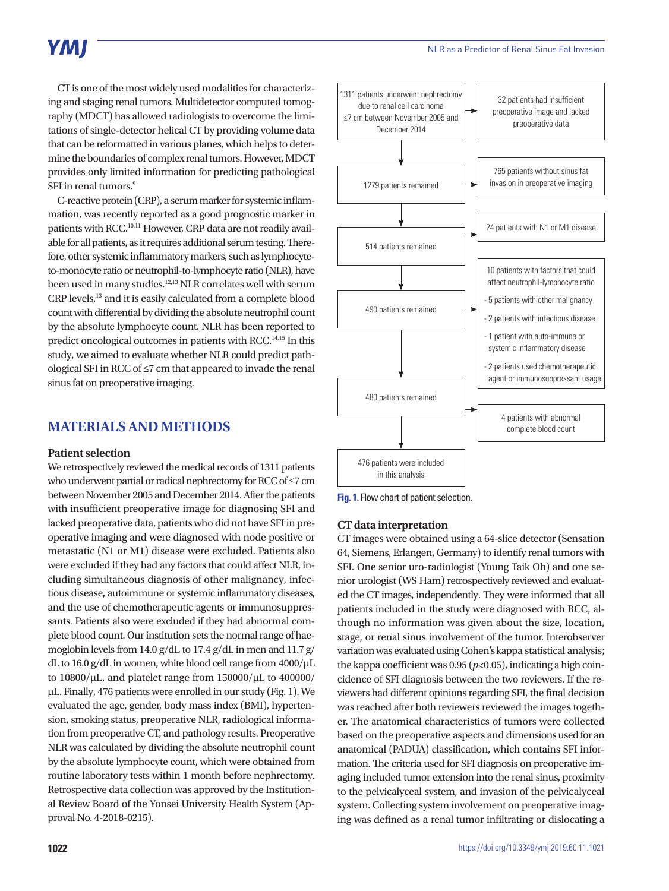CT is one of the most widely used modalities for characterizing and staging renal tumors. Multidetector computed tomography (MDCT) has allowed radiologists to overcome the limitations of single-detector helical CT by providing volume data that can be reformatted in various planes, which helps to determine the boundaries of complex renal tumors. However, MDCT provides only limited information for predicting pathological SFI in renal tumors.[9]

C-reactive protein (CRP), a serum marker for systemic inflammation, was recently reported as a good prognostic marker in patients with RCC.[10,11] However, CRP data are not readily available for all patients, as it requires additional serum testing. Therefore, other systemic inflammatory markers, such as lymphocyte-to-monocyte ratio or neutrophil-to-lymphocyte ratio (NLR), have been used in many studies.[12,13] NLR correlates well with serum CRP levels,[13] and it is easily calculated from a complete blood count with differential by dividing the absolute neutrophil count by the absolute lymphocyte count. NLR has been reported to predict oncological outcomes in patients with RCC.[14,15] In this study, we aimed to evaluate whether NLR could predict pathological SFI in RCC of ≤7 cm that appeared to invade the renal sinus fat on preoperative imaging.

## MATERIALS AND METHODS

### Patient selection

We retrospectively reviewed the medical records of 1311 patients who underwent partial or radical nephrectomy for RCC of ≤7 cm between November 2005 and December 2014. After the patients with insufficient preoperative image for diagnosing SFI and lacked preoperative data, patients who did not have SFI in preoperative imaging and were diagnosed with node positive or metastatic (N1 or M1) disease were excluded. Patients also were excluded if they had any factors that could affect NLR, including simultaneous diagnosis of other malignancy, infectious disease, autoimmune or systemic inflammatory diseases, and the use of chemotherapeutic agents or immunosuppressants. Patients also were excluded if they had abnormal complete blood count. Our institution sets the normal range of haemoglobin levels from 14.0 g/dL to 17.4 g/dL in men and 11.7 g/dL to 16.0 g/dL in women, white blood cell range from 4000/μL to 10800/μL, and platelet range from 150000/μL to 400000/μL. Finally, 476 patients were enrolled in our study (Fig. 1). We evaluated the age, gender, body mass index (BMI), hypertension, smoking status, preoperative NLR, radiological information from preoperative CT, and pathology results. Preoperative NLR was calculated by dividing the absolute neutrophil count by the absolute lymphocyte count, which were obtained from routine laboratory tests within 1 month before nephrectomy. Retrospective data collection was approved by the Institutional Review Board of the Yonsei University Health System (Approval No. 4-2018-0215).

1311 patients underwent nephrectomy due to renal cell carcinoma ≤7 cm between November 2005 and December 2014
→ 32 patients had insufficient preoperative image and lacked preoperative data

1279 patients remained
→ 765 patients without sinus fat invasion in preoperative imaging

514 patients remained
→ 24 patients with N1 or M1 disease

490 patients remained
→ 10 patients with factors that could affect neutrophil-lymphocyte ratio
- 5 patients with other malignancy
- 2 patients with infectious disease
- 1 patient with auto-immune or systemic inflammatory disease
- 2 patients used chemotherapeutic agent or immunosuppressant usage

480 patients remained
→ 4 patients with abnormal complete blood count

476 patients were included in this analysis

**Fig. 1.** Flow chart of patient selection.

### CT data interpretation

CT images were obtained using a 64-slice detector (Sensation 64, Siemens, Erlangen, Germany) to identify renal tumors with SFI. One senior uro-radiologist (Young Taik Oh) and one senior urologist (WS Ham) retrospectively reviewed and evaluated the CT images, independently. They were informed that all patients included in the study were diagnosed with RCC, although no information was given about the size, location, stage, or renal sinus involvement of the tumor. Interobserver variation was evaluated using Cohen's kappa statistical analysis; the kappa coefficient was 0.95 ($p<0.05$), indicating a high coincidence of SFI diagnosis between the two reviewers. If the reviewers had different opinions regarding SFI, the final decision was reached after both reviewers reviewed the images together. The anatomical characteristics of tumors were collected based on the preoperative aspects and dimensions used for an anatomical (PADUA) classification, which contains SFI information. The criteria used for SFI diagnosis on preoperative imaging included tumor extension into the renal sinus, proximity to the pelvicalyceal system, and invasion of the pelvicalyceal system. Collecting system involvement on preoperative imaging was defined as a renal tumor infiltrating or dislocating a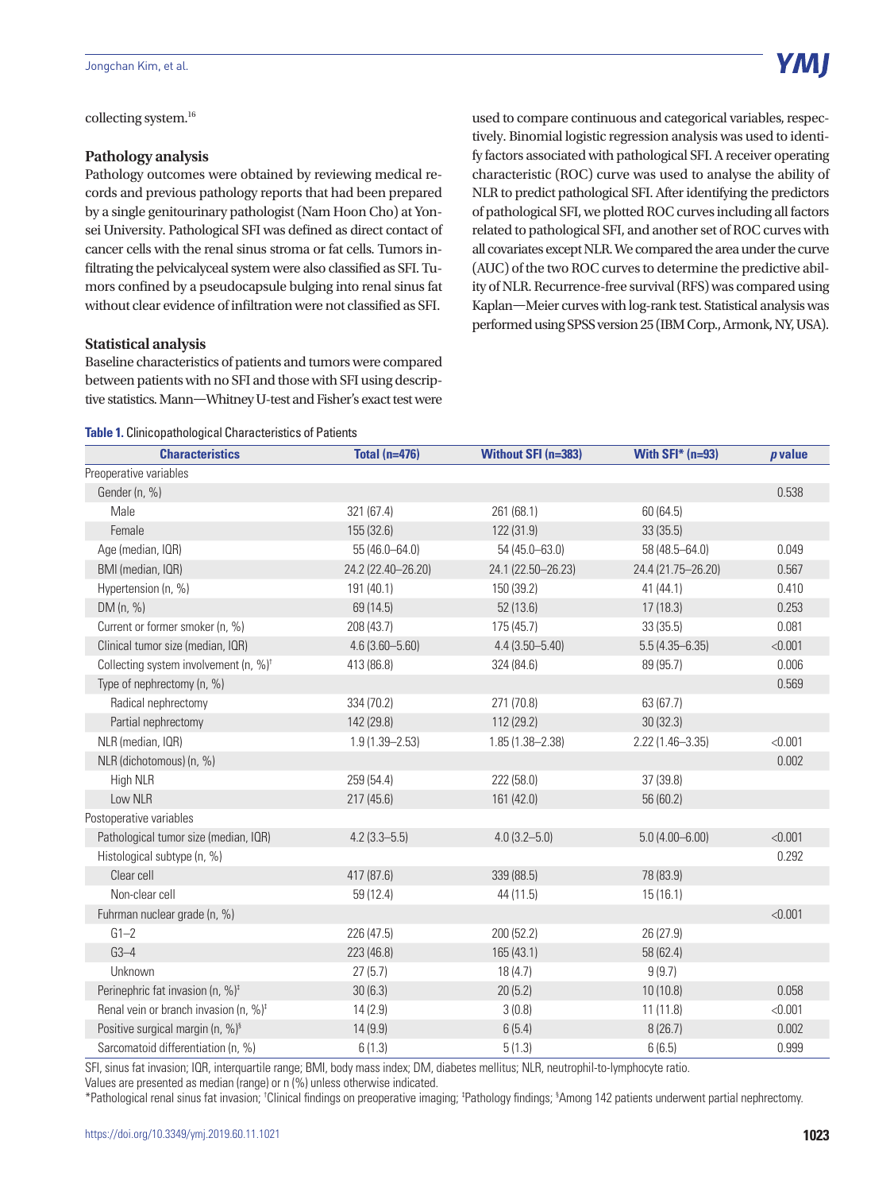collecting system.[16]

### Pathology analysis

Pathology outcomes were obtained by reviewing medical records and previous pathology reports that had been prepared by a single genitourinary pathologist (Nam Hoon Cho) at Yonsei University. Pathological SFI was defined as direct contact of cancer cells with the renal sinus stroma or fat cells. Tumors infiltrating the pelvicalyceal system were also classified as SFI. Tumors confined by a pseudocapsule bulging into renal sinus fat without clear evidence of infiltration were not classified as SFI.

### Statistical analysis

Baseline characteristics of patients and tumors were compared between patients with no SFI and those with SFI using descriptive statistics. Mann—Whitney U-test and Fisher's exact test were used to compare continuous and categorical variables, respectively. Binomial logistic regression analysis was used to identify factors associated with pathological SFI. A receiver operating characteristic (ROC) curve was used to analyse the ability of NLR to predict pathological SFI. After identifying the predictors of pathological SFI, we plotted ROC curves including all factors related to pathological SFI, and another set of ROC curves with all covariates except NLR. We compared the area under the curve (AUC) of the two ROC curves to determine the predictive ability of NLR. Recurrence-free survival (RFS) was compared using Kaplan—Meier curves with log-rank test. Statistical analysis was performed using SPSS version 25 (IBM Corp., Armonk, NY, USA).

**Table 1.** Clinicopathological Characteristics of Patients

| Characteristics | Total (n=476) | Without SFI (n=383) | With SFI* (n=93) | *p* value |
|---|---|---|---|---|
| Preoperative variables | | | | |
| Gender (n, %) | | | | 0.538 |
| Male | 321 (67.4) | 261 (68.1) | 60 (64.5) | |
| Female | 155 (32.6) | 122 (31.9) | 33 (35.5) | |
| Age (median, IQR) | 55 (46.0–64.0) | 54 (45.0–63.0) | 58 (48.5–64.0) | 0.049 |
| BMI (median, IQR) | 24.2 (22.40–26.20) | 24.1 (22.50–26.23) | 24.4 (21.75–26.20) | 0.567 |
| Hypertension (n, %) | 191 (40.1) | 150 (39.2) | 41 (44.1) | 0.410 |
| DM (n, %) | 69 (14.5) | 52 (13.6) | 17 (18.3) | 0.253 |
| Current or former smoker (n, %) | 208 (43.7) | 175 (45.7) | 33 (35.5) | 0.081 |
| Clinical tumor size (median, IQR) | 4.6 (3.60–5.60) | 4.4 (3.50–5.40) | 5.5 (4.35–6.35) | <0.001 |
| Collecting system involvement (n, %)[†] | 413 (86.8) | 324 (84.6) | 89 (95.7) | 0.006 |
| Type of nephrectomy (n, %) | | | | 0.569 |
| Radical nephrectomy | 334 (70.2) | 271 (70.8) | 63 (67.7) | |
| Partial nephrectomy | 142 (29.8) | 112 (29.2) | 30 (32.3) | |
| NLR (median, IQR) | 1.9 (1.39–2.53) | 1.85 (1.38–2.38) | 2.22 (1.46–3.35) | <0.001 |
| NLR (dichotomous) (n, %) | | | | 0.002 |
| High NLR | 259 (54.4) | 222 (58.0) | 37 (39.8) | |
| Low NLR | 217 (45.6) | 161 (42.0) | 56 (60.2) | |
| Postoperative variables | | | | |
| Pathological tumor size (median, IQR) | 4.2 (3.3–5.5) | 4.0 (3.2–5.0) | 5.0 (4.00–6.00) | <0.001 |
| Histological subtype (n, %) | | | | 0.292 |
| Clear cell | 417 (87.6) | 339 (88.5) | 78 (83.9) | |
| Non-clear cell | 59 (12.4) | 44 (11.5) | 15 (16.1) | |
| Fuhrman nuclear grade (n, %) | | | | <0.001 |
| G1–2 | 226 (47.5) | 200 (52.2) | 26 (27.9) | |
| G3–4 | 223 (46.8) | 165 (43.1) | 58 (62.4) | |
| Unknown | 27 (5.7) | 18 (4.7) | 9 (9.7) | |
| Perinephric fat invasion (n, %)[‡] | 30 (6.3) | 20 (5.2) | 10 (10.8) | 0.058 |
| Renal vein or branch invasion (n, %)[‡] | 14 (2.9) | 3 (0.8) | 11 (11.8) | <0.001 |
| Positive surgical margin (n, %)[§] | 14 (9.9) | 6 (5.4) | 8 (26.7) | 0.002 |
| Sarcomatoid differentiation (n, %) | 6 (1.3) | 5 (1.3) | 6 (6.5) | 0.999 |

SFI, sinus fat invasion; IQR, interquartile range; BMI, body mass index; DM, diabetes mellitus; NLR, neutrophil-to-lymphocyte ratio.
Values are presented as median (range) or n (%) unless otherwise indicated.
*Pathological renal sinus fat invasion; [†]Clinical findings on preoperative imaging; [‡]Pathology findings; [§]Among 142 patients underwent partial nephrectomy.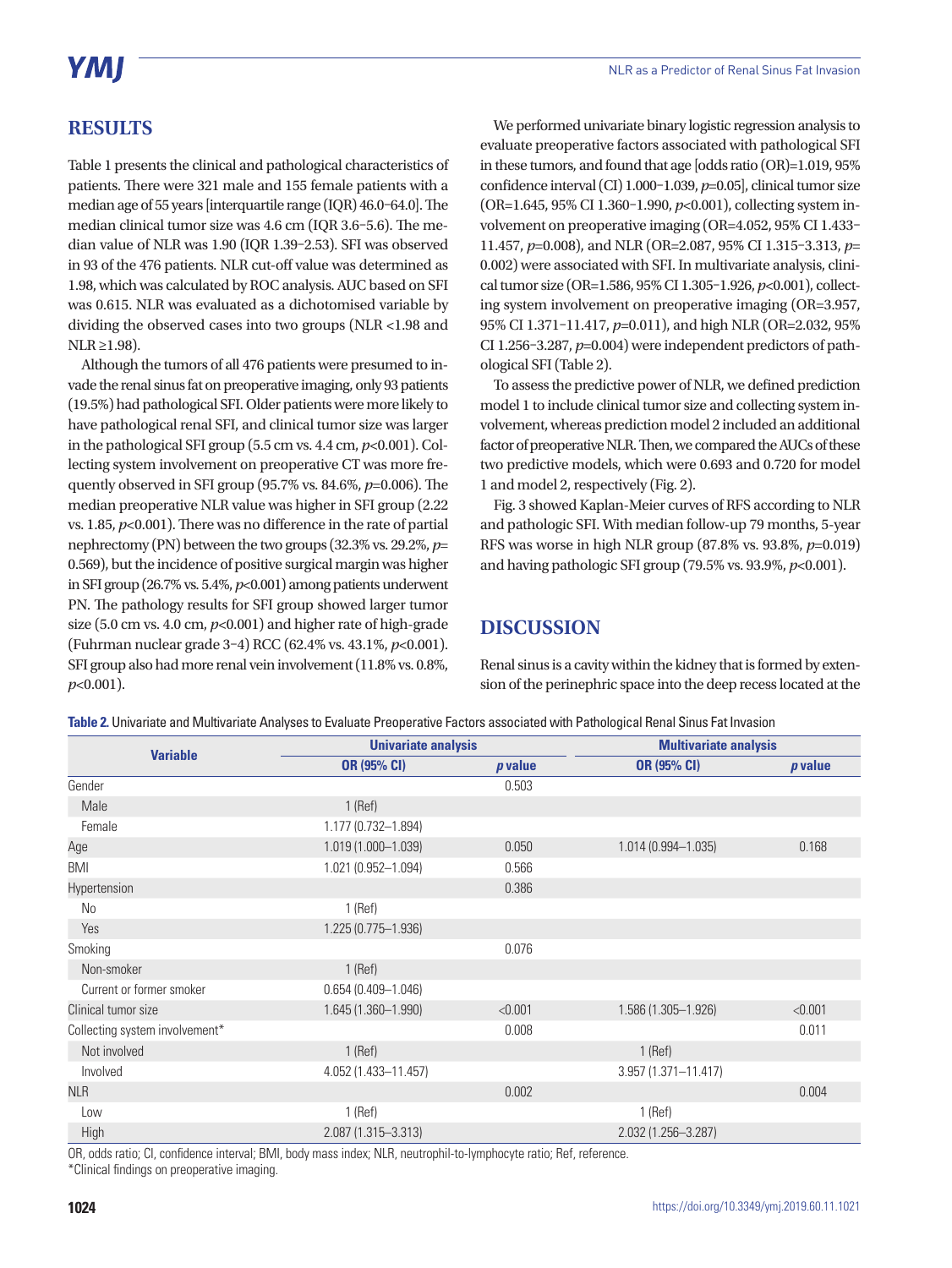## RESULTS

Table 1 presents the clinical and pathological characteristics of patients. There were 321 male and 155 female patients with a median age of 55 years [interquartile range (IQR) 46.0–64.0]. The median clinical tumor size was 4.6 cm (IQR 3.6–5.6). The median value of NLR was 1.90 (IQR 1.39–2.53). SFI was observed in 93 of the 476 patients. NLR cut-off value was determined as 1.98, which was calculated by ROC analysis. AUC based on SFI was 0.615. NLR was evaluated as a dichotomised variable by dividing the observed cases into two groups (NLR <1.98 and NLR ≥1.98).

Although the tumors of all 476 patients were presumed to invade the renal sinus fat on preoperative imaging, only 93 patients (19.5%) had pathological SFI. Older patients were more likely to have pathological renal SFI, and clinical tumor size was larger in the pathological SFI group (5.5 cm vs. 4.4 cm, *p*<0.001). Collecting system involvement on preoperative CT was more frequently observed in SFI group (95.7% vs. 84.6%, *p*=0.006). The median preoperative NLR value was higher in SFI group (2.22 vs. 1.85, *p*<0.001). There was no difference in the rate of partial nephrectomy (PN) between the two groups (32.3% vs. 29.2%, *p*=0.569), but the incidence of positive surgical margin was higher in SFI group (26.7% vs. 5.4%, *p*<0.001) among patients underwent PN. The pathology results for SFI group showed larger tumor size (5.0 cm vs. 4.0 cm, *p*<0.001) and higher rate of high-grade (Fuhrman nuclear grade 3–4) RCC (62.4% vs. 43.1%, *p*<0.001). SFI group also had more renal vein involvement (11.8% vs. 0.8%, *p*<0.001).

We performed univariate binary logistic regression analysis to evaluate preoperative factors associated with pathological SFI in these tumors, and found that age [odds ratio (OR)=1.019, 95% confidence interval (CI) 1.000–1.039, *p*=0.05], clinical tumor size (OR=1.645, 95% CI 1.360–1.990, *p*<0.001), collecting system involvement on preoperative imaging (OR=4.052, 95% CI 1.433–11.457, *p*=0.008), and NLR (OR=2.087, 95% CI 1.315–3.313, *p*=0.002) were associated with SFI. In multivariate analysis, clinical tumor size (OR=1.586, 95% CI 1.305–1.926, *p*<0.001), collecting system involvement on preoperative imaging (OR=3.957, 95% CI 1.371–11.417, *p*=0.011), and high NLR (OR=2.032, 95% CI 1.256–3.287, *p*=0.004) were independent predictors of pathological SFI (Table 2).

To assess the predictive power of NLR, we defined prediction model 1 to include clinical tumor size and collecting system involvement, whereas prediction model 2 included an additional factor of preoperative NLR. Then, we compared the AUCs of these two predictive models, which were 0.693 and 0.720 for model 1 and model 2, respectively (Fig. 2).

Fig. 3 showed Kaplan-Meier curves of RFS according to NLR and pathologic SFI. With median follow-up 79 months, 5-year RFS was worse in high NLR group (87.8% vs. 93.8%, *p*=0.019) and having pathologic SFI group (79.5% vs. 93.9%, *p*<0.001).

## DISCUSSION

Renal sinus is a cavity within the kidney that is formed by extension of the perinephric space into the deep recess located at the

**Table 2.** Univariate and Multivariate Analyses to Evaluate Preoperative Factors associated with Pathological Renal Sinus Fat Invasion

| Variable | Univariate analysis | | Multivariate analysis | |
|---|---|---|---|---|
| | OR (95% CI) | *p* value | OR (95% CI) | *p* value |
| Gender | | 0.503 | | |
| Male | 1 (Ref) | | | |
| Female | 1.177 (0.732–1.894) | | | |
| Age | 1.019 (1.000–1.039) | 0.050 | 1.014 (0.994–1.035) | 0.168 |
| BMI | 1.021 (0.952–1.094) | 0.566 | | |
| Hypertension | | 0.386 | | |
| No | 1 (Ref) | | | |
| Yes | 1.225 (0.775–1.936) | | | |
| Smoking | | 0.076 | | |
| Non-smoker | 1 (Ref) | | | |
| Current or former smoker | 0.654 (0.409–1.046) | | | |
| Clinical tumor size | 1.645 (1.360–1.990) | <0.001 | 1.586 (1.305–1.926) | <0.001 |
| Collecting system involvement* | | 0.008 | | 0.011 |
| Not involved | 1 (Ref) | | 1 (Ref) | |
| Involved | 4.052 (1.433–11.457) | | 3.957 (1.371–11.417) | |
| NLR | | 0.002 | | 0.004 |
| Low | 1 (Ref) | | 1 (Ref) | |
| High | 2.087 (1.315–3.313) | | 2.032 (1.256–3.287) | |

OR, odds ratio; CI, confidence interval; BMI, body mass index; NLR, neutrophil-to-lymphocyte ratio; Ref, reference.
*Clinical findings on preoperative imaging.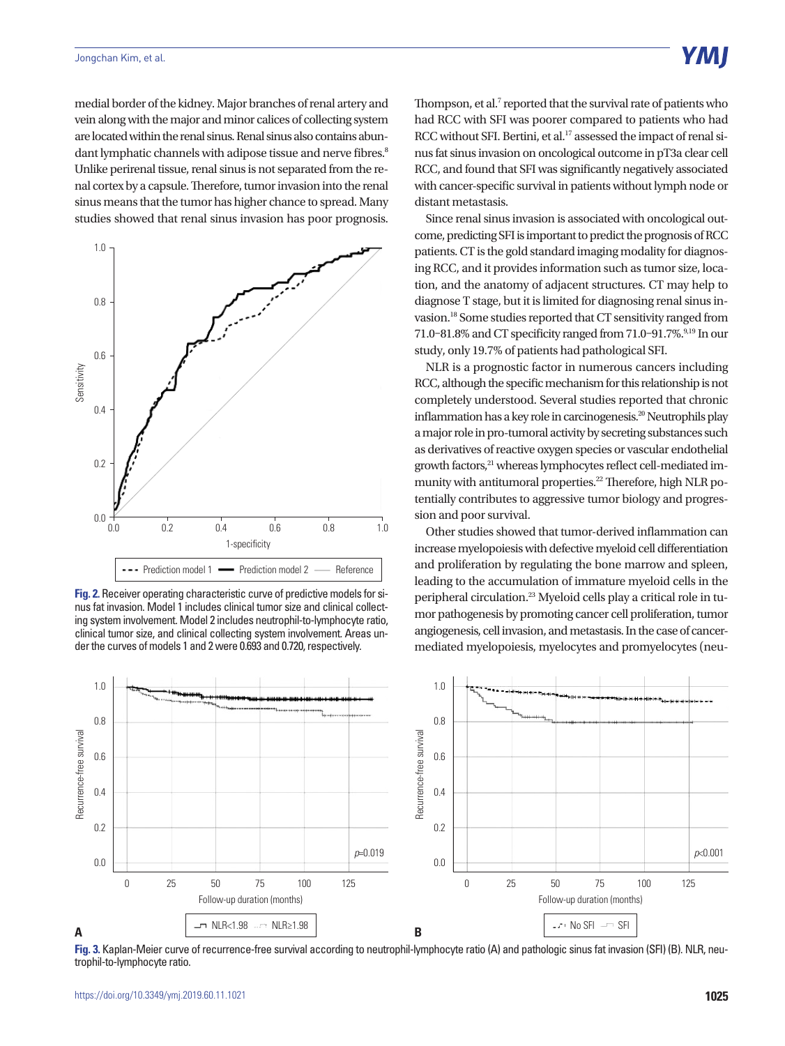medial border of the kidney. Major branches of renal artery and vein along with the major and minor calices of collecting system are located within the renal sinus. Renal sinus also contains abundant lymphatic channels with adipose tissue and nerve fibres.[8] Unlike perirenal tissue, renal sinus is not separated from the renal cortex by a capsule. Therefore, tumor invasion into the renal sinus means that the tumor has higher chance to spread. Many studies showed that renal sinus invasion has poor prognosis.

**Fig. 2.** Receiver operating characteristic curve of predictive models for sinus fat invasion. Model 1 includes clinical tumor size and clinical collecting system involvement. Model 2 includes neutrophil-to-lymphocyte ratio, clinical tumor size, and clinical collecting system involvement. Areas under the curves of models 1 and 2 were 0.693 and 0.720, respectively.

Thompson, et al.[7] reported that the survival rate of patients who had RCC with SFI was poorer compared to patients who had RCC without SFI. Bertini, et al.[17] assessed the impact of renal sinus fat sinus invasion on oncological outcome in pT3a clear cell RCC, and found that SFI was significantly negatively associated with cancer-specific survival in patients without lymph node or distant metastasis.

Since renal sinus invasion is associated with oncological outcome, predicting SFI is important to predict the prognosis of RCC patients. CT is the gold standard imaging modality for diagnosing RCC, and it provides information such as tumor size, location, and the anatomy of adjacent structures. CT may help to diagnose T stage, but it is limited for diagnosing renal sinus invasion.[18] Some studies reported that CT sensitivity ranged from 71.0–81.8% and CT specificity ranged from 71.0–91.7%.[9,19] In our study, only 19.7% of patients had pathological SFI.

NLR is a prognostic factor in numerous cancers including RCC, although the specific mechanism for this relationship is not completely understood. Several studies reported that chronic inflammation has a key role in carcinogenesis.[20] Neutrophils play a major role in pro-tumoral activity by secreting substances such as derivatives of reactive oxygen species or vascular endothelial growth factors,[21] whereas lymphocytes reflect cell-mediated immunity with antitumoral properties.[22] Therefore, high NLR potentially contributes to aggressive tumor biology and progression and poor survival.

Other studies showed that tumor-derived inflammation can increase myelopoiesis with defective myeloid cell differentiation and proliferation by regulating the bone marrow and spleen, leading to the accumulation of immature myeloid cells in the peripheral circulation.[23] Myeloid cells play a critical role in tumor pathogenesis by promoting cancer cell proliferation, tumor angiogenesis, cell invasion, and metastasis. In the case of cancer-mediated myelopoiesis, myelocytes and promyelocytes (neu-

**Fig. 3.** Kaplan-Meier curve of recurrence-free survival according to neutrophil-lymphocyte ratio (A) and pathologic sinus fat invasion (SFI) (B). NLR, neutrophil-to-lymphocyte ratio.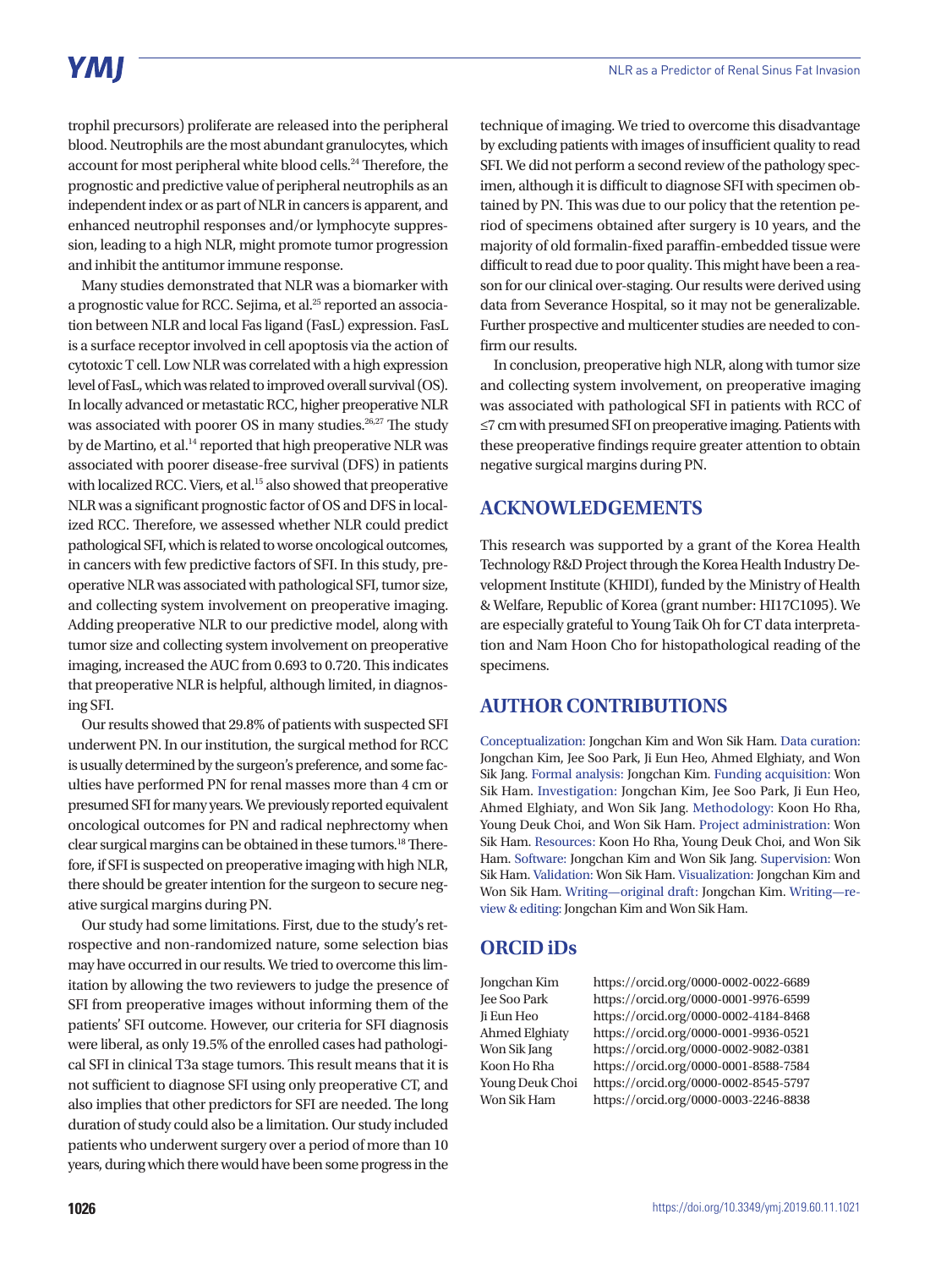trophil precursors) proliferate are released into the peripheral blood. Neutrophils are the most abundant granulocytes, which account for most peripheral white blood cells.[24] Therefore, the prognostic and predictive value of peripheral neutrophils as an independent index or as part of NLR in cancers is apparent, and enhanced neutrophil responses and/or lymphocyte suppression, leading to a high NLR, might promote tumor progression and inhibit the antitumor immune response.

Many studies demonstrated that NLR was a biomarker with a prognostic value for RCC. Sejima, et al.[25] reported an association between NLR and local Fas ligand (FasL) expression. FasL is a surface receptor involved in cell apoptosis via the action of cytotoxic T cell. Low NLR was correlated with a high expression level of FasL, which was related to improved overall survival (OS). In locally advanced or metastatic RCC, higher preoperative NLR was associated with poorer OS in many studies.[26,27] The study by de Martino, et al.[14] reported that high preoperative NLR was associated with poorer disease-free survival (DFS) in patients with localized RCC. Viers, et al.[15] also showed that preoperative NLR was a significant prognostic factor of OS and DFS in localized RCC. Therefore, we assessed whether NLR could predict pathological SFI, which is related to worse oncological outcomes, in cancers with few predictive factors of SFI. In this study, preoperative NLR was associated with pathological SFI, tumor size, and collecting system involvement on preoperative imaging. Adding preoperative NLR to our predictive model, along with tumor size and collecting system involvement on preoperative imaging, increased the AUC from 0.693 to 0.720. This indicates that preoperative NLR is helpful, although limited, in diagnosing SFI.

Our results showed that 29.8% of patients with suspected SFI underwent PN. In our institution, the surgical method for RCC is usually determined by the surgeon's preference, and some faculties have performed PN for renal masses more than 4 cm or presumed SFI for many years. We previously reported equivalent oncological outcomes for PN and radical nephrectomy when clear surgical margins can be obtained in these tumors.[18] Therefore, if SFI is suspected on preoperative imaging with high NLR, there should be greater intention for the surgeon to secure negative surgical margins during PN.

Our study had some limitations. First, due to the study's retrospective and non-randomized nature, some selection bias may have occurred in our results. We tried to overcome this limitation by allowing the two reviewers to judge the presence of SFI from preoperative images without informing them of the patients' SFI outcome. However, our criteria for SFI diagnosis were liberal, as only 19.5% of the enrolled cases had pathological SFI in clinical T3a stage tumors. This result means that it is not sufficient to diagnose SFI using only preoperative CT, and also implies that other predictors for SFI are needed. The long duration of study could also be a limitation. Our study included patients who underwent surgery over a period of more than 10 years, during which there would have been some progress in the technique of imaging. We tried to overcome this disadvantage by excluding patients with images of insufficient quality to read SFI. We did not perform a second review of the pathology specimen, although it is difficult to diagnose SFI with specimen obtained by PN. This was due to our policy that the retention period of specimens obtained after surgery is 10 years, and the majority of old formalin-fixed paraffin-embedded tissue were difficult to read due to poor quality. This might have been a reason for our clinical over-staging. Our results were derived using data from Severance Hospital, so it may not be generalizable. Further prospective and multicenter studies are needed to confirm our results.

In conclusion, preoperative high NLR, along with tumor size and collecting system involvement, on preoperative imaging was associated with pathological SFI in patients with RCC of ≤7 cm with presumed SFI on preoperative imaging. Patients with these preoperative findings require greater attention to obtain negative surgical margins during PN.

## ACKNOWLEDGEMENTS

This research was supported by a grant of the Korea Health Technology R&D Project through the Korea Health Industry Development Institute (KHIDI), funded by the Ministry of Health & Welfare, Republic of Korea (grant number: HI17C1095). We are especially grateful to Young Taik Oh for CT data interpretation and Nam Hoon Cho for histopathological reading of the specimens.

## AUTHOR CONTRIBUTIONS

Conceptualization: Jongchan Kim and Won Sik Ham. Data curation: Jongchan Kim, Jee Soo Park, Ji Eun Heo, Ahmed Elghiaty, and Won Sik Jang. Formal analysis: Jongchan Kim. Funding acquisition: Won Sik Ham. Investigation: Jongchan Kim, Jee Soo Park, Ji Eun Heo, Ahmed Elghiaty, and Won Sik Jang. Methodology: Koon Ho Rha, Young Deuk Choi, and Won Sik Ham. Project administration: Won Sik Ham. Resources: Koon Ho Rha, Young Deuk Choi, and Won Sik Ham. Software: Jongchan Kim and Won Sik Jang. Supervision: Won Sik Ham. Validation: Won Sik Ham. Visualization: Jongchan Kim and Won Sik Ham. Writing—original draft: Jongchan Kim. Writing—review & editing: Jongchan Kim and Won Sik Ham.

## ORCID iDs

| | |
|---|---|
| Jongchan Kim | https://orcid.org/0000-0002-0022-6689 |
| Jee Soo Park | https://orcid.org/0000-0001-9976-6599 |
| Ji Eun Heo | https://orcid.org/0000-0002-4184-8468 |
| Ahmed Elghiaty | https://orcid.org/0000-0001-9936-0521 |
| Won Sik Jang | https://orcid.org/0000-0002-9082-0381 |
| Koon Ho Rha | https://orcid.org/0000-0001-8588-7584 |
| Young Deuk Choi | https://orcid.org/0000-0002-8545-5797 |
| Won Sik Ham | https://orcid.org/0000-0003-2246-8838 |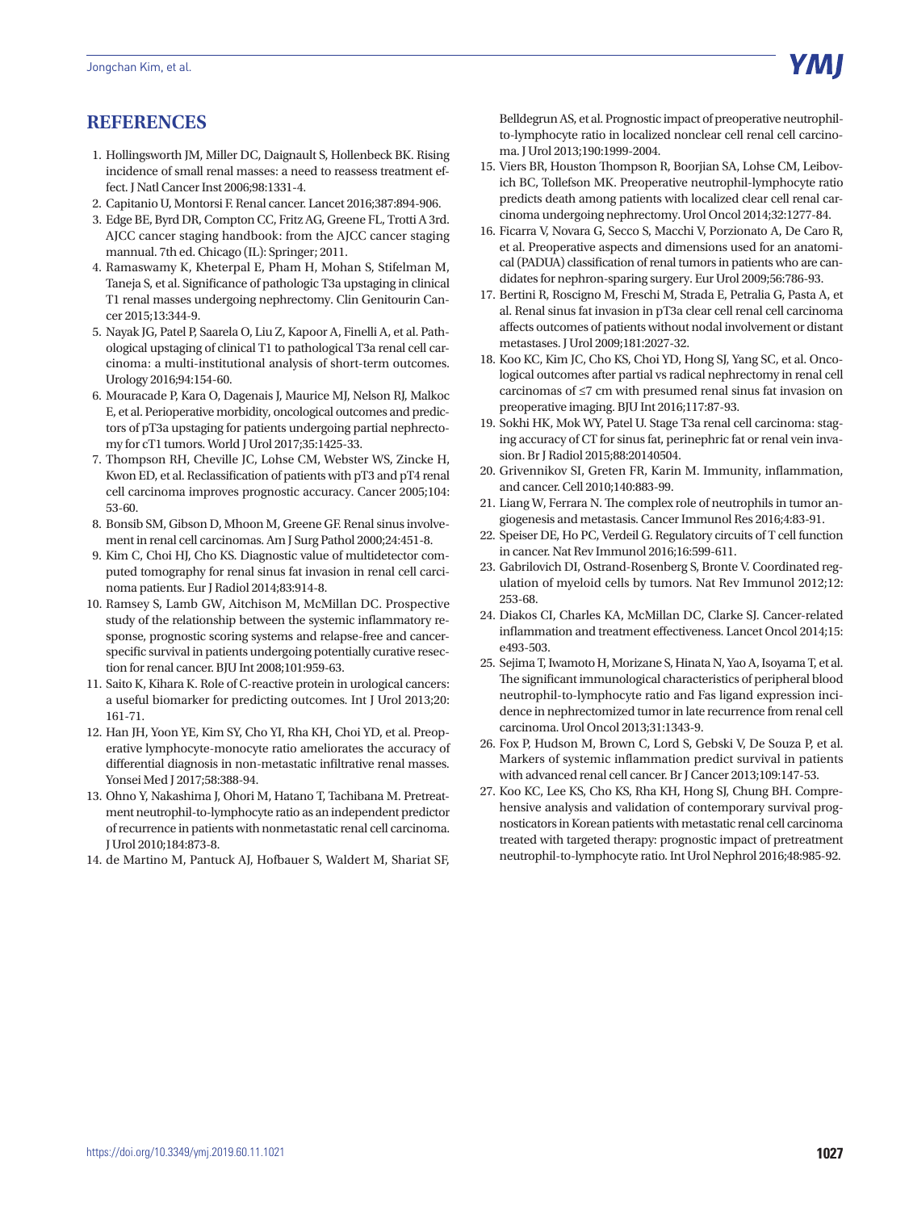## REFERENCES

1. Hollingsworth JM, Miller DC, Daignault S, Hollenbeck BK. Rising incidence of small renal masses: a need to reassess treatment effect. J Natl Cancer Inst 2006;98:1331-4.
2. Capitanio U, Montorsi F. Renal cancer. Lancet 2016;387:894-906.
3. Edge BE, Byrd DR, Compton CC, Fritz AG, Greene FL, Trotti A 3rd. AJCC cancer staging handbook: from the AJCC cancer staging mannual. 7th ed. Chicago (IL): Springer; 2011.
4. Ramaswamy K, Kheterpal E, Pham H, Mohan S, Stifelman M, Taneja S, et al. Significance of pathologic T3a upstaging in clinical T1 renal masses undergoing nephrectomy. Clin Genitourin Cancer 2015;13:344-9.
5. Nayak JG, Patel P, Saarela O, Liu Z, Kapoor A, Finelli A, et al. Pathological upstaging of clinical T1 to pathological T3a renal cell carcinoma: a multi-institutional analysis of short-term outcomes. Urology 2016;94:154-60.
6. Mouracade P, Kara O, Dagenais J, Maurice MJ, Nelson RJ, Malkoc E, et al. Perioperative morbidity, oncological outcomes and predictors of pT3a upstaging for patients undergoing partial nephrectomy for cT1 tumors. World J Urol 2017;35:1425-33.
7. Thompson RH, Cheville JC, Lohse CM, Webster WS, Zincke H, Kwon ED, et al. Reclassification of patients with pT3 and pT4 renal cell carcinoma improves prognostic accuracy. Cancer 2005;104:53-60.
8. Bonsib SM, Gibson D, Mhoon M, Greene GF. Renal sinus involvement in renal cell carcinomas. Am J Surg Pathol 2000;24:451-8.
9. Kim C, Choi HJ, Cho KS. Diagnostic value of multidetector computed tomography for renal sinus fat invasion in renal cell carcinoma patients. Eur J Radiol 2014;83:914-8.
10. Ramsey S, Lamb GW, Aitchison M, McMillan DC. Prospective study of the relationship between the systemic inflammatory response, prognostic scoring systems and relapse-free and cancer-specific survival in patients undergoing potentially curative resection for renal cancer. BJU Int 2008;101:959-63.
11. Saito K, Kihara K. Role of C-reactive protein in urological cancers: a useful biomarker for predicting outcomes. Int J Urol 2013;20:161-71.
12. Han JH, Yoon YE, Kim SY, Cho YI, Rha KH, Choi YD, et al. Preoperative lymphocyte-monocyte ratio ameliorates the accuracy of differential diagnosis in non-metastatic infiltrative renal masses. Yonsei Med J 2017;58:388-94.
13. Ohno Y, Nakashima J, Ohori M, Hatano T, Tachibana M. Pretreatment neutrophil-to-lymphocyte ratio as an independent predictor of recurrence in patients with nonmetastatic renal cell carcinoma. J Urol 2010;184:873-8.
14. de Martino M, Pantuck AJ, Hofbauer S, Waldert M, Shariat SF, Belldegrun AS, et al. Prognostic impact of preoperative neutrophil-to-lymphocyte ratio in localized nonclear cell renal cell carcinoma. J Urol 2013;190:1999-2004.
15. Viers BR, Houston Thompson R, Boorjian SA, Lohse CM, Leibovich BC, Tollefson MK. Preoperative neutrophil-lymphocyte ratio predicts death among patients with localized clear cell renal carcinoma undergoing nephrectomy. Urol Oncol 2014;32:1277-84.
16. Ficarra V, Novara G, Secco S, Macchi V, Porzionato A, De Caro R, et al. Preoperative aspects and dimensions used for an anatomical (PADUA) classification of renal tumors in patients who are candidates for nephron-sparing surgery. Eur Urol 2009;56:786-93.
17. Bertini R, Roscigno M, Freschi M, Strada E, Petralia G, Pasta A, et al. Renal sinus fat invasion in pT3a clear cell renal cell carcinoma affects outcomes of patients without nodal involvement or distant metastases. J Urol 2009;181:2027-32.
18. Koo KC, Kim JC, Cho KS, Choi YD, Hong SJ, Yang SC, et al. Oncological outcomes after partial vs radical nephrectomy in renal cell carcinomas of ≤7 cm with presumed renal sinus fat invasion on preoperative imaging. BJU Int 2016;117:87-93.
19. Sokhi HK, Mok WY, Patel U. Stage T3a renal cell carcinoma: staging accuracy of CT for sinus fat, perinephric fat or renal vein invasion. Br J Radiol 2015;88:20140504.
20. Grivennikov SI, Greten FR, Karin M. Immunity, inflammation, and cancer. Cell 2010;140:883-99.
21. Liang W, Ferrara N. The complex role of neutrophils in tumor angiogenesis and metastasis. Cancer Immunol Res 2016;4:83-91.
22. Speiser DE, Ho PC, Verdeil G. Regulatory circuits of T cell function in cancer. Nat Rev Immunol 2016;16:599-611.
23. Gabrilovich DI, Ostrand-Rosenberg S, Bronte V. Coordinated regulation of myeloid cells by tumors. Nat Rev Immunol 2012;12:253-68.
24. Diakos CI, Charles KA, McMillan DC, Clarke SJ. Cancer-related inflammation and treatment effectiveness. Lancet Oncol 2014;15:e493-503.
25. Sejima T, Iwamoto H, Morizane S, Hinata N, Yao A, Isoyama T, et al. The significant immunological characteristics of peripheral blood neutrophil-to-lymphocyte ratio and Fas ligand expression incidence in nephrectomized tumor in late recurrence from renal cell carcinoma. Urol Oncol 2013;31:1343-9.
26. Fox P, Hudson M, Brown C, Lord S, Gebski V, De Souza P, et al. Markers of systemic inflammation predict survival in patients with advanced renal cell cancer. Br J Cancer 2013;109:147-53.
27. Koo KC, Lee KS, Cho KS, Rha KH, Hong SJ, Chung BH. Comprehensive analysis and validation of contemporary survival prognosticators in Korean patients with metastatic renal cell carcinoma treated with targeted therapy: prognostic impact of pretreatment neutrophil-to-lymphocyte ratio. Int Urol Nephrol 2016;48:985-92.